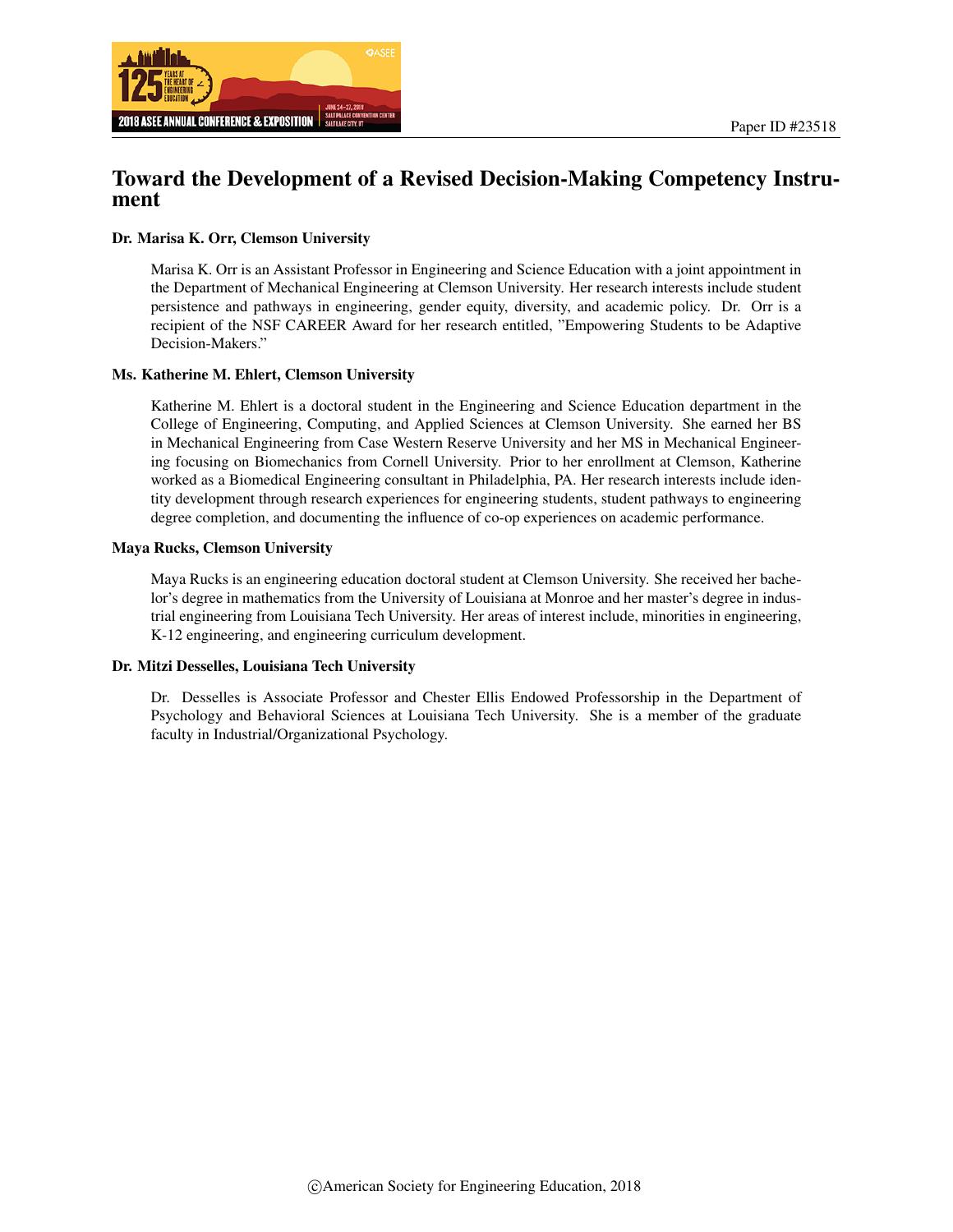Paper ID #23518

# Toward the Development of a Revised Decision-Making Competency Instrument

**Dr. Marisa K. Orr, Clemson University**

Marisa K. Orr is an Assistant Professor in Engineering and Science Education with a joint appointment in the Department of Mechanical Engineering at Clemson University. Her research interests include student persistence and pathways in engineering, gender equity, diversity, and academic policy. Dr. Orr is a recipient of the NSF CAREER Award for her research entitled, "Empowering Students to be Adaptive Decision-Makers."

**Ms. Katherine M. Ehlert, Clemson University**

Katherine M. Ehlert is a doctoral student in the Engineering and Science Education department in the College of Engineering, Computing, and Applied Sciences at Clemson University. She earned her BS in Mechanical Engineering from Case Western Reserve University and her MS in Mechanical Engineering focusing on Biomechanics from Cornell University. Prior to her enrollment at Clemson, Katherine worked as a Biomedical Engineering consultant in Philadelphia, PA. Her research interests include identity development through research experiences for engineering students, student pathways to engineering degree completion, and documenting the influence of co-op experiences on academic performance.

**Maya Rucks, Clemson University**

Maya Rucks is an engineering education doctoral student at Clemson University. She received her bachelor's degree in mathematics from the University of Louisiana at Monroe and her master's degree in industrial engineering from Louisiana Tech University. Her areas of interest include, minorities in engineering, K-12 engineering, and engineering curriculum development.

**Dr. Mitzi Desselles, Louisiana Tech University**

Dr. Desselles is Associate Professor and Chester Ellis Endowed Professorship in the Department of Psychology and Behavioral Sciences at Louisiana Tech University. She is a member of the graduate faculty in Industrial/Organizational Psychology.

©American Society for Engineering Education, 2018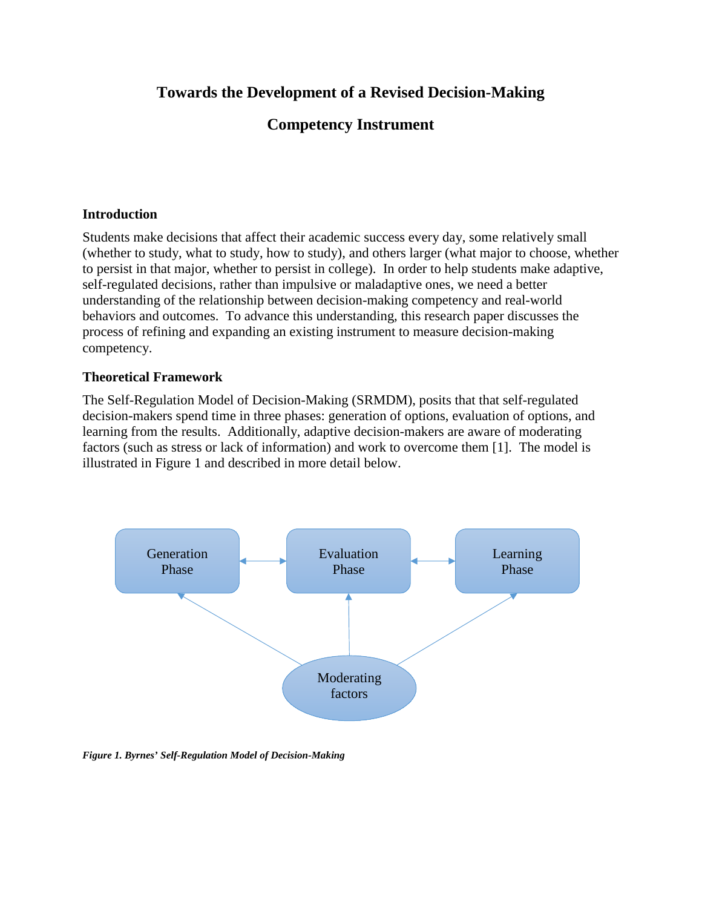# Towards the Development of a Revised Decision-Making Competency Instrument

## Introduction

Students make decisions that affect their academic success every day, some relatively small (whether to study, what to study, how to study), and others larger (what major to choose, whether to persist in that major, whether to persist in college). In order to help students make adaptive, self-regulated decisions, rather than impulsive or maladaptive ones, we need a better understanding of the relationship between decision-making competency and real-world behaviors and outcomes. To advance this understanding, this research paper discusses the process of refining and expanding an existing instrument to measure decision-making competency.

## Theoretical Framework

The Self-Regulation Model of Decision-Making (SRMDM), posits that that self-regulated decision-makers spend time in three phases: generation of options, evaluation of options, and learning from the results. Additionally, adaptive decision-makers are aware of moderating factors (such as stress or lack of information) and work to overcome them [1]. The model is illustrated in Figure 1 and described in more detail below.

Generation Phase

Evaluation Phase

Learning Phase

Moderating factors

***Figure 1. Byrnes' Self-Regulation Model of Decision-Making***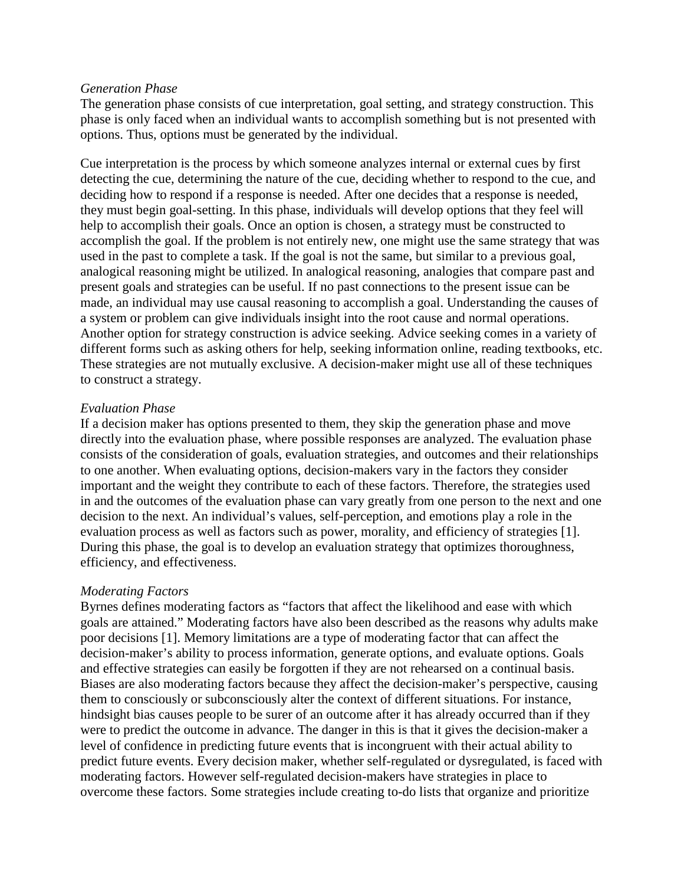*Generation Phase*

The generation phase consists of cue interpretation, goal setting, and strategy construction. This phase is only faced when an individual wants to accomplish something but is not presented with options. Thus, options must be generated by the individual.

Cue interpretation is the process by which someone analyzes internal or external cues by first detecting the cue, determining the nature of the cue, deciding whether to respond to the cue, and deciding how to respond if a response is needed. After one decides that a response is needed, they must begin goal-setting. In this phase, individuals will develop options that they feel will help to accomplish their goals. Once an option is chosen, a strategy must be constructed to accomplish the goal. If the problem is not entirely new, one might use the same strategy that was used in the past to complete a task. If the goal is not the same, but similar to a previous goal, analogical reasoning might be utilized. In analogical reasoning, analogies that compare past and present goals and strategies can be useful. If no past connections to the present issue can be made, an individual may use causal reasoning to accomplish a goal. Understanding the causes of a system or problem can give individuals insight into the root cause and normal operations. Another option for strategy construction is advice seeking. Advice seeking comes in a variety of different forms such as asking others for help, seeking information online, reading textbooks, etc. These strategies are not mutually exclusive. A decision-maker might use all of these techniques to construct a strategy.

*Evaluation Phase*

If a decision maker has options presented to them, they skip the generation phase and move directly into the evaluation phase, where possible responses are analyzed. The evaluation phase consists of the consideration of goals, evaluation strategies, and outcomes and their relationships to one another. When evaluating options, decision-makers vary in the factors they consider important and the weight they contribute to each of these factors. Therefore, the strategies used in and the outcomes of the evaluation phase can vary greatly from one person to the next and one decision to the next. An individual's values, self-perception, and emotions play a role in the evaluation process as well as factors such as power, morality, and efficiency of strategies [1]. During this phase, the goal is to develop an evaluation strategy that optimizes thoroughness, efficiency, and effectiveness.

*Moderating Factors*

Byrnes defines moderating factors as "factors that affect the likelihood and ease with which goals are attained." Moderating factors have also been described as the reasons why adults make poor decisions [1]. Memory limitations are a type of moderating factor that can affect the decision-maker's ability to process information, generate options, and evaluate options. Goals and effective strategies can easily be forgotten if they are not rehearsed on a continual basis. Biases are also moderating factors because they affect the decision-maker's perspective, causing them to consciously or subconsciously alter the context of different situations. For instance, hindsight bias causes people to be surer of an outcome after it has already occurred than if they were to predict the outcome in advance. The danger in this is that it gives the decision-maker a level of confidence in predicting future events that is incongruent with their actual ability to predict future events. Every decision maker, whether self-regulated or dysregulated, is faced with moderating factors. However self-regulated decision-makers have strategies in place to overcome these factors. Some strategies include creating to-do lists that organize and prioritize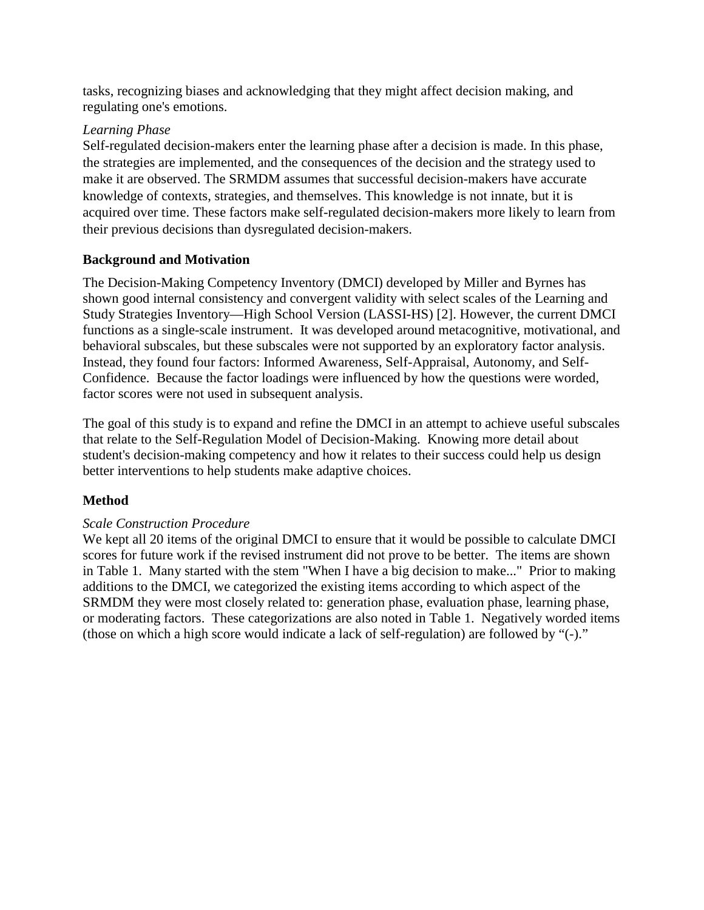tasks, recognizing biases and acknowledging that they might affect decision making, and regulating one's emotions.

*Learning Phase*

Self-regulated decision-makers enter the learning phase after a decision is made. In this phase, the strategies are implemented, and the consequences of the decision and the strategy used to make it are observed. The SRMDM assumes that successful decision-makers have accurate knowledge of contexts, strategies, and themselves. This knowledge is not innate, but it is acquired over time. These factors make self-regulated decision-makers more likely to learn from their previous decisions than dysregulated decision-makers.

**Background and Motivation**

The Decision-Making Competency Inventory (DMCI) developed by Miller and Byrnes has shown good internal consistency and convergent validity with select scales of the Learning and Study Strategies Inventory—High School Version (LASSI-HS) [2]. However, the current DMCI functions as a single-scale instrument. It was developed around metacognitive, motivational, and behavioral subscales, but these subscales were not supported by an exploratory factor analysis. Instead, they found four factors: Informed Awareness, Self-Appraisal, Autonomy, and Self-Confidence. Because the factor loadings were influenced by how the questions were worded, factor scores were not used in subsequent analysis.

The goal of this study is to expand and refine the DMCI in an attempt to achieve useful subscales that relate to the Self-Regulation Model of Decision-Making. Knowing more detail about student's decision-making competency and how it relates to their success could help us design better interventions to help students make adaptive choices.

**Method**

*Scale Construction Procedure*

We kept all 20 items of the original DMCI to ensure that it would be possible to calculate DMCI scores for future work if the revised instrument did not prove to be better. The items are shown in Table 1. Many started with the stem "When I have a big decision to make..." Prior to making additions to the DMCI, we categorized the existing items according to which aspect of the SRMDM they were most closely related to: generation phase, evaluation phase, learning phase, or moderating factors. These categorizations are also noted in Table 1. Negatively worded items (those on which a high score would indicate a lack of self-regulation) are followed by "(-)."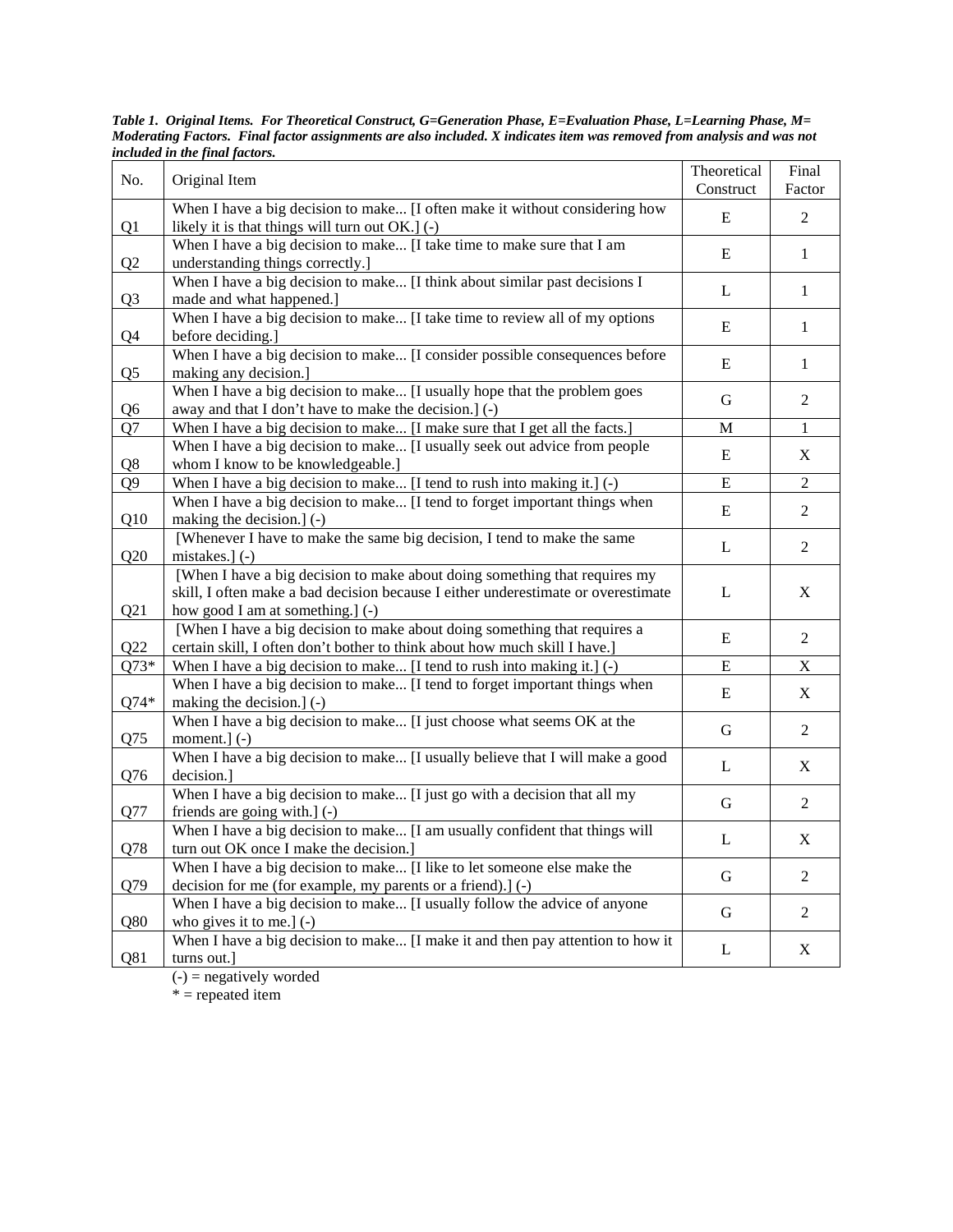***Table 1. Original Items. For Theoretical Construct, G=Generation Phase, E=Evaluation Phase, L=Learning Phase, M= Moderating Factors. Final factor assignments are also included. X indicates item was removed from analysis and was not included in the final factors.***

| No. | Original Item | Theoretical Construct | Final Factor |
|---|---|---|---|
| Q1 | When I have a big decision to make... [I often make it without considering how likely it is that things will turn out OK.] (-) | E | 2 |
| Q2 | When I have a big decision to make... [I take time to make sure that I am understanding things correctly.] | E | 1 |
| Q3 | When I have a big decision to make... [I think about similar past decisions I made and what happened.] | L | 1 |
| Q4 | When I have a big decision to make... [I take time to review all of my options before deciding.] | E | 1 |
| Q5 | When I have a big decision to make... [I consider possible consequences before making any decision.] | E | 1 |
| Q6 | When I have a big decision to make... [I usually hope that the problem goes away and that I don't have to make the decision.] (-) | G | 2 |
| Q7 | When I have a big decision to make... [I make sure that I get all the facts.] | M | 1 |
| Q8 | When I have a big decision to make... [I usually seek out advice from people whom I know to be knowledgeable.] | E | X |
| Q9 | When I have a big decision to make... [I tend to rush into making it.] (-) | E | 2 |
| Q10 | When I have a big decision to make... [I tend to forget important things when making the decision.] (-) | E | 2 |
| Q20 | [Whenever I have to make the same big decision, I tend to make the same mistakes.] (-) | L | 2 |
| Q21 | [When I have a big decision to make about doing something that requires my skill, I often make a bad decision because I either underestimate or overestimate how good I am at something.] (-) | L | X |
| Q22 | [When I have a big decision to make about doing something that requires a certain skill, I often don't bother to think about how much skill I have.] | E | 2 |
| Q73* | When I have a big decision to make... [I tend to rush into making it.] (-) | E | X |
| Q74* | When I have a big decision to make... [I tend to forget important things when making the decision.] (-) | E | X |
| Q75 | When I have a big decision to make... [I just choose what seems OK at the moment.] (-) | G | 2 |
| Q76 | When I have a big decision to make... [I usually believe that I will make a good decision.] | L | X |
| Q77 | When I have a big decision to make... [I just go with a decision that all my friends are going with.] (-) | G | 2 |
| Q78 | When I have a big decision to make... [I am usually confident that things will turn out OK once I make the decision.] | L | X |
| Q79 | When I have a big decision to make... [I like to let someone else make the decision for me (for example, my parents or a friend).] (-) | G | 2 |
| Q80 | When I have a big decision to make... [I usually follow the advice of anyone who gives it to me.] (-) | G | 2 |
| Q81 | When I have a big decision to make... [I make it and then pay attention to how it turns out.] | L | X |

(-) = negatively worded
* = repeated item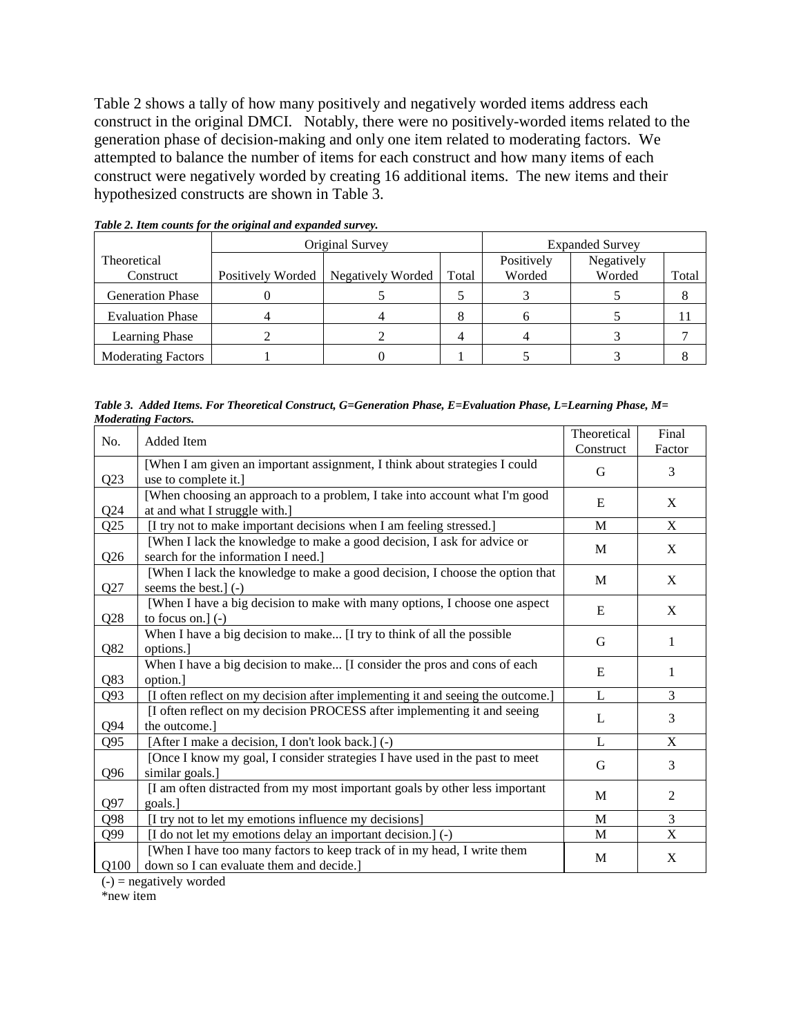Table 2 shows a tally of how many positively and negatively worded items address each construct in the original DMCI. Notably, there were no positively-worded items related to the generation phase of decision-making and only one item related to moderating factors. We attempted to balance the number of items for each construct and how many items of each construct were negatively worded by creating 16 additional items. The new items and their hypothesized constructs are shown in Table 3.

***Table 2. Item counts for the original and expanded survey.***

| Theoretical Construct | Original Survey | | | Expanded Survey | | |
|---|---|---|---|---|---|---|
| | Positively Worded | Negatively Worded | Total | Positively Worded | Negatively Worded | Total |
| Generation Phase | 0 | 5 | 5 | 3 | 5 | 8 |
| Evaluation Phase | 4 | 4 | 8 | 6 | 5 | 11 |
| Learning Phase | 2 | 2 | 4 | 4 | 3 | 7 |
| Moderating Factors | 1 | 0 | 1 | 5 | 3 | 8 |

***Table 3. Added Items. For Theoretical Construct, G=Generation Phase, E=Evaluation Phase, L=Learning Phase, M= Moderating Factors.***

| No. | Added Item | Theoretical Construct | Final Factor |
|---|---|---|---|
| Q23 | [When I am given an important assignment, I think about strategies I could use to complete it.] | G | 3 |
| Q24 | [When choosing an approach to a problem, I take into account what I'm good at and what I struggle with.] | E | X |
| Q25 | [I try not to make important decisions when I am feeling stressed.] | M | X |
| Q26 | [When I lack the knowledge to make a good decision, I ask for advice or search for the information I need.] | M | X |
| Q27 | [When I lack the knowledge to make a good decision, I choose the option that seems the best.] (-) | M | X |
| Q28 | [When I have a big decision to make with many options, I choose one aspect to focus on.] (-) | E | X |
| Q82 | When I have a big decision to make... [I try to think of all the possible options.] | G | 1 |
| Q83 | When I have a big decision to make... [I consider the pros and cons of each option.] | E | 1 |
| Q93 | [I often reflect on my decision after implementing it and seeing the outcome.] | L | 3 |
| Q94 | [I often reflect on my decision PROCESS after implementing it and seeing the outcome.] | L | 3 |
| Q95 | [After I make a decision, I don't look back.] (-) | L | X |
| Q96 | [Once I know my goal, I consider strategies I have used in the past to meet similar goals.] | G | 3 |
| Q97 | [I am often distracted from my most important goals by other less important goals.] | M | 2 |
| Q98 | [I try not to let my emotions influence my decisions] | M | 3 |
| Q99 | [I do not let my emotions delay an important decision.] (-) | M | X |
| Q100 | [When I have too many factors to keep track of in my head, I write them down so I can evaluate them and decide.] | M | X |

(-) = negatively worded

*new item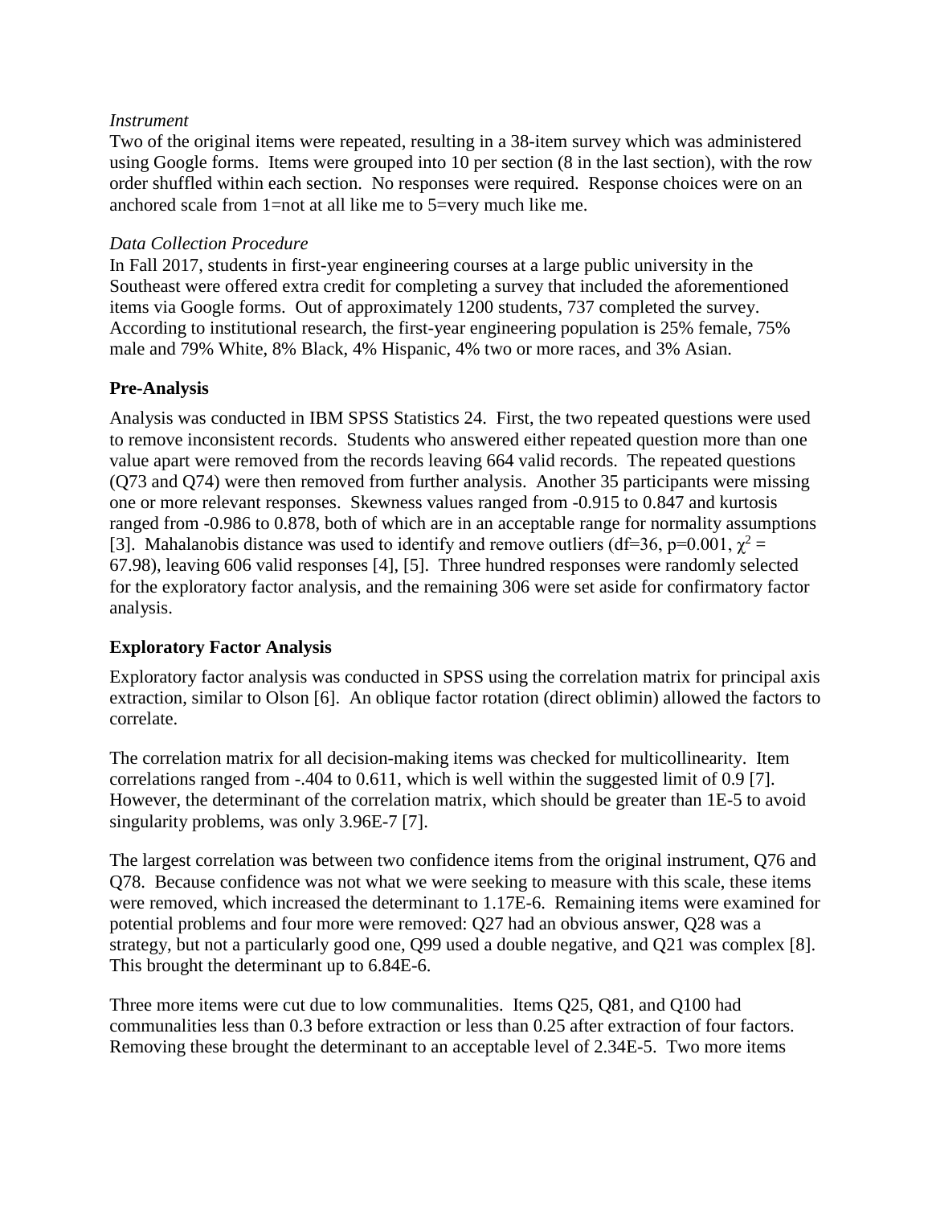*Instrument*

Two of the original items were repeated, resulting in a 38-item survey which was administered using Google forms. Items were grouped into 10 per section (8 in the last section), with the row order shuffled within each section. No responses were required. Response choices were on an anchored scale from 1=not at all like me to 5=very much like me.

*Data Collection Procedure*

In Fall 2017, students in first-year engineering courses at a large public university in the Southeast were offered extra credit for completing a survey that included the aforementioned items via Google forms. Out of approximately 1200 students, 737 completed the survey. According to institutional research, the first-year engineering population is 25% female, 75% male and 79% White, 8% Black, 4% Hispanic, 4% two or more races, and 3% Asian.

## Pre-Analysis

Analysis was conducted in IBM SPSS Statistics 24. First, the two repeated questions were used to remove inconsistent records. Students who answered either repeated question more than one value apart were removed from the records leaving 664 valid records. The repeated questions (Q73 and Q74) were then removed from further analysis. Another 35 participants were missing one or more relevant responses. Skewness values ranged from -0.915 to 0.847 and kurtosis ranged from -0.986 to 0.878, both of which are in an acceptable range for normality assumptions [3]. Mahalanobis distance was used to identify and remove outliers (df=36, p=0.001, $\chi^2$ = 67.98), leaving 606 valid responses [4], [5]. Three hundred responses were randomly selected for the exploratory factor analysis, and the remaining 306 were set aside for confirmatory factor analysis.

## Exploratory Factor Analysis

Exploratory factor analysis was conducted in SPSS using the correlation matrix for principal axis extraction, similar to Olson [6]. An oblique factor rotation (direct oblimin) allowed the factors to correlate.

The correlation matrix for all decision-making items was checked for multicollinearity. Item correlations ranged from -.404 to 0.611, which is well within the suggested limit of 0.9 [7]. However, the determinant of the correlation matrix, which should be greater than 1E-5 to avoid singularity problems, was only 3.96E-7 [7].

The largest correlation was between two confidence items from the original instrument, Q76 and Q78. Because confidence was not what we were seeking to measure with this scale, these items were removed, which increased the determinant to 1.17E-6. Remaining items were examined for potential problems and four more were removed: Q27 had an obvious answer, Q28 was a strategy, but not a particularly good one, Q99 used a double negative, and Q21 was complex [8]. This brought the determinant up to 6.84E-6.

Three more items were cut due to low communalities. Items Q25, Q81, and Q100 had communalities less than 0.3 before extraction or less than 0.25 after extraction of four factors. Removing these brought the determinant to an acceptable level of 2.34E-5. Two more items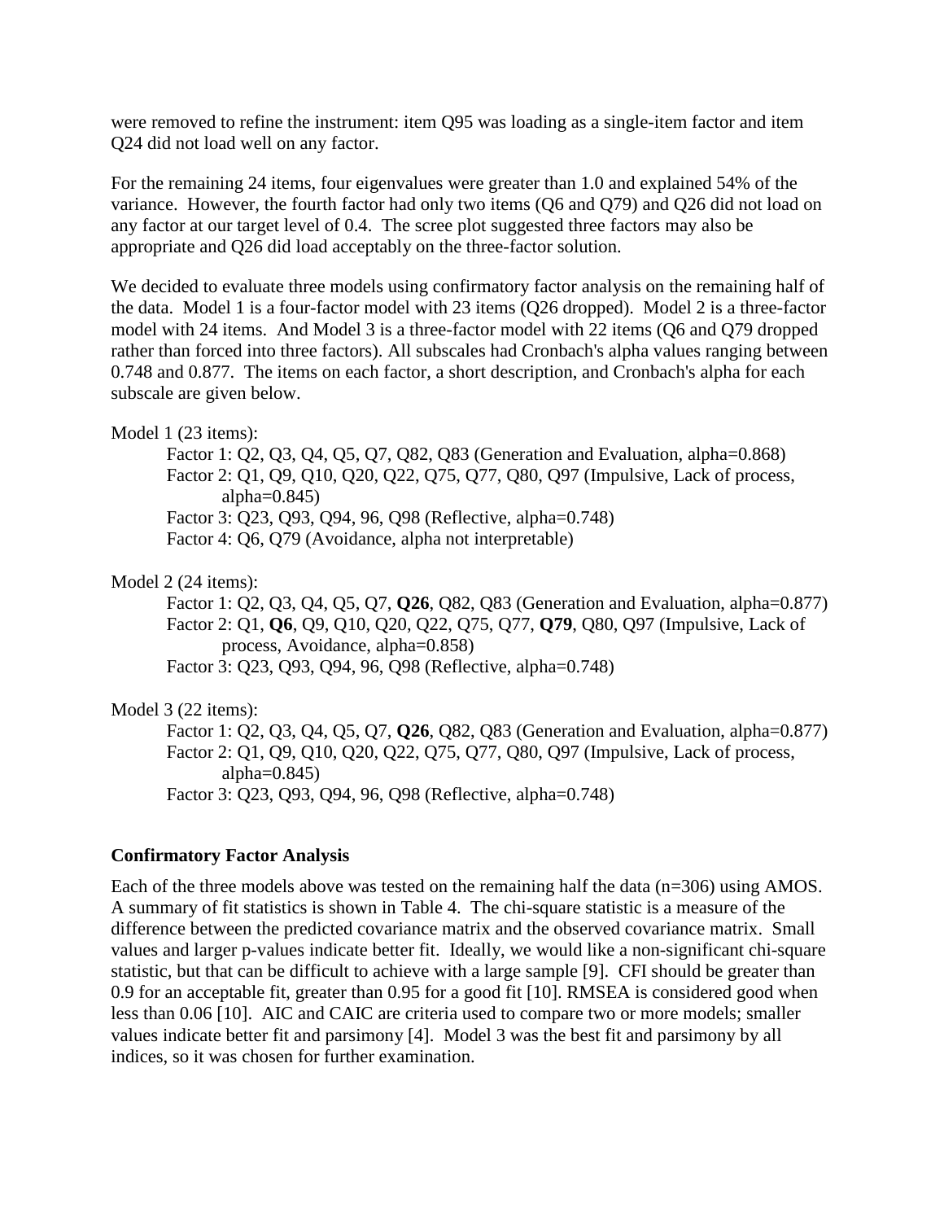were removed to refine the instrument: item Q95 was loading as a single-item factor and item Q24 did not load well on any factor.

For the remaining 24 items, four eigenvalues were greater than 1.0 and explained 54% of the variance. However, the fourth factor had only two items (Q6 and Q79) and Q26 did not load on any factor at our target level of 0.4. The scree plot suggested three factors may also be appropriate and Q26 did load acceptably on the three-factor solution.

We decided to evaluate three models using confirmatory factor analysis on the remaining half of the data. Model 1 is a four-factor model with 23 items (Q26 dropped). Model 2 is a three-factor model with 24 items. And Model 3 is a three-factor model with 22 items (Q6 and Q79 dropped rather than forced into three factors). All subscales had Cronbach's alpha values ranging between 0.748 and 0.877. The items on each factor, a short description, and Cronbach's alpha for each subscale are given below.

Model 1 (23 items):

- Factor 1: Q2, Q3, Q4, Q5, Q7, Q82, Q83 (Generation and Evaluation, alpha=0.868)
- Factor 2: Q1, Q9, Q10, Q20, Q22, Q75, Q77, Q80, Q97 (Impulsive, Lack of process, alpha=0.845)
- Factor 3: Q23, Q93, Q94, 96, Q98 (Reflective, alpha=0.748)
- Factor 4: Q6, Q79 (Avoidance, alpha not interpretable)

Model 2 (24 items):

- Factor 1: Q2, Q3, Q4, Q5, Q7, **Q26**, Q82, Q83 (Generation and Evaluation, alpha=0.877)
- Factor 2: Q1, **Q6**, Q9, Q10, Q20, Q22, Q75, Q77, **Q79**, Q80, Q97 (Impulsive, Lack of process, Avoidance, alpha=0.858)
- Factor 3: Q23, Q93, Q94, 96, Q98 (Reflective, alpha=0.748)

Model 3 (22 items):

- Factor 1: Q2, Q3, Q4, Q5, Q7, **Q26**, Q82, Q83 (Generation and Evaluation, alpha=0.877)
- Factor 2: Q1, Q9, Q10, Q20, Q22, Q75, Q77, Q80, Q97 (Impulsive, Lack of process, alpha=0.845)
- Factor 3: Q23, Q93, Q94, 96, Q98 (Reflective, alpha=0.748)

**Confirmatory Factor Analysis**

Each of the three models above was tested on the remaining half the data (n=306) using AMOS. A summary of fit statistics is shown in Table 4. The chi-square statistic is a measure of the difference between the predicted covariance matrix and the observed covariance matrix. Small values and larger p-values indicate better fit. Ideally, we would like a non-significant chi-square statistic, but that can be difficult to achieve with a large sample [9]. CFI should be greater than 0.9 for an acceptable fit, greater than 0.95 for a good fit [10]. RMSEA is considered good when less than 0.06 [10]. AIC and CAIC are criteria used to compare two or more models; smaller values indicate better fit and parsimony [4]. Model 3 was the best fit and parsimony by all indices, so it was chosen for further examination.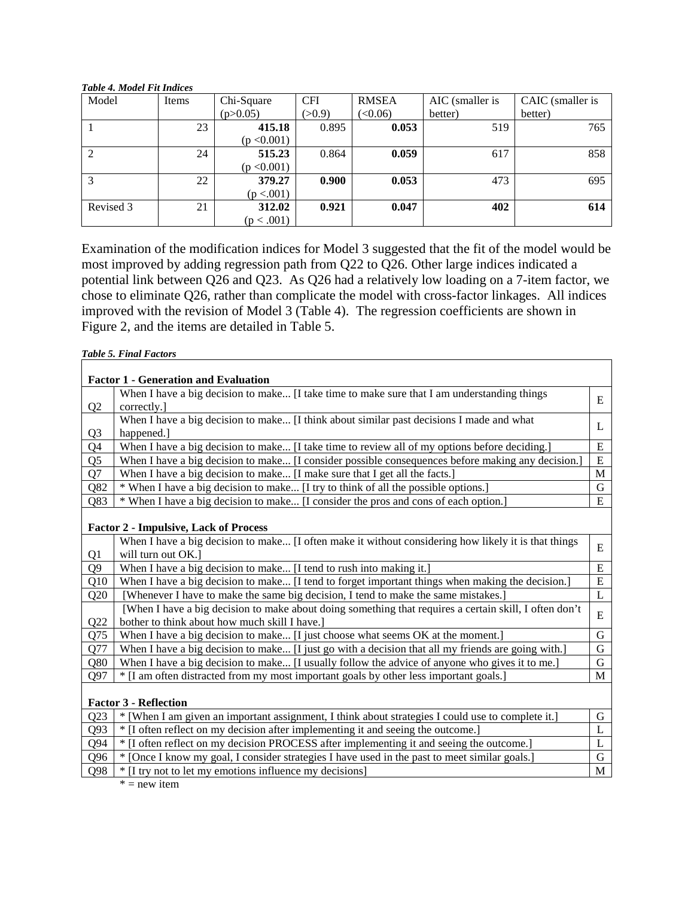***Table 4. Model Fit Indices***

| Model | Items | Chi-Square (p>0.05) | CFI (>0.9) | RMSEA (<0.06) | AIC (smaller is better) | CAIC (smaller is better) |
|---|---|---|---|---|---|---|
| 1 | 23 | **415.18** (p <0.001) | 0.895 | **0.053** | 519 | 765 |
| 2 | 24 | **515.23** (p <0.001) | 0.864 | **0.059** | 617 | 858 |
| 3 | 22 | **379.27** (p <.001) | **0.900** | **0.053** | 473 | 695 |
| Revised 3 | 21 | **312.02** (p < .001) | **0.921** | **0.047** | **402** | **614** |

Examination of the modification indices for Model 3 suggested that the fit of the model would be most improved by adding regression path from Q22 to Q26. Other large indices indicated a potential link between Q26 and Q23. As Q26 had a relatively low loading on a 7-item factor, we chose to eliminate Q26, rather than complicate the model with cross-factor linkages. All indices improved with the revision of Model 3 (Table 4). The regression coefficients are shown in Figure 2, and the items are detailed in Table 5.

***Table 5. Final Factors***

| | | |
|---|---|---|
| **Factor 1 - Generation and Evaluation** | | |
| Q2 | When I have a big decision to make... [I take time to make sure that I am understanding things correctly.] | E |
| Q3 | When I have a big decision to make... [I think about similar past decisions I made and what happened.] | L |
| Q4 | When I have a big decision to make... [I take time to review all of my options before deciding.] | E |
| Q5 | When I have a big decision to make... [I consider possible consequences before making any decision.] | E |
| Q7 | When I have a big decision to make... [I make sure that I get all the facts.] | M |
| Q82 | * When I have a big decision to make... [I try to think of all the possible options.] | G |
| Q83 | * When I have a big decision to make... [I consider the pros and cons of each option.] | E |
| **Factor 2 - Impulsive, Lack of Process** | | |
| Q1 | When I have a big decision to make... [I often make it without considering how likely it is that things will turn out OK.] | E |
| Q9 | When I have a big decision to make... [I tend to rush into making it.] | E |
| Q10 | When I have a big decision to make... [I tend to forget important things when making the decision.] | E |
| Q20 | [Whenever I have to make the same big decision, I tend to make the same mistakes.] | L |
| Q22 | [When I have a big decision to make about doing something that requires a certain skill, I often don't bother to think about how much skill I have.] | E |
| Q75 | When I have a big decision to make... [I just choose what seems OK at the moment.] | G |
| Q77 | When I have a big decision to make... [I just go with a decision that all my friends are going with.] | G |
| Q80 | When I have a big decision to make... [I usually follow the advice of anyone who gives it to me.] | G |
| Q97 | * [I am often distracted from my most important goals by other less important goals.] | M |
| **Factor 3 - Reflection** | | |
| Q23 | * [When I am given an important assignment, I think about strategies I could use to complete it.] | G |
| Q93 | * [I often reflect on my decision after implementing it and seeing the outcome.] | L |
| Q94 | * [I often reflect on my decision PROCESS after implementing it and seeing the outcome.] | L |
| Q96 | * [Once I know my goal, I consider strategies I have used in the past to meet similar goals.] | G |
| Q98 | * [I try not to let my emotions influence my decisions] | M |

* = new item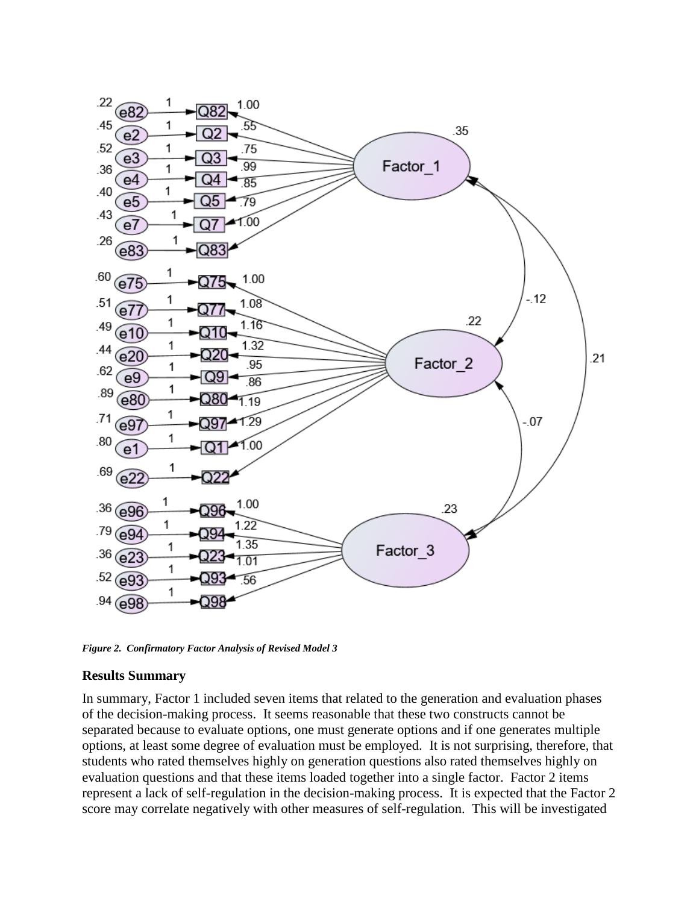*Figure 2. Confirmatory Factor Analysis of Revised Model 3*

**Results Summary**

In summary, Factor 1 included seven items that related to the generation and evaluation phases of the decision-making process. It seems reasonable that these two constructs cannot be separated because to evaluate options, one must generate options and if one generates multiple options, at least some degree of evaluation must be employed. It is not surprising, therefore, that students who rated themselves highly on generation questions also rated themselves highly on evaluation questions and that these items loaded together into a single factor. Factor 2 items represent a lack of self-regulation in the decision-making process. It is expected that the Factor 2 score may correlate negatively with other measures of self-regulation. This will be investigated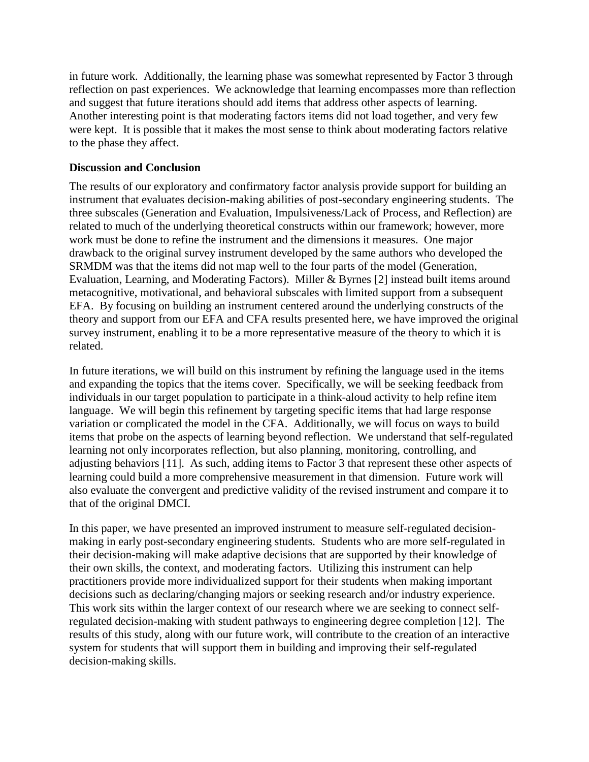in future work. Additionally, the learning phase was somewhat represented by Factor 3 through reflection on past experiences. We acknowledge that learning encompasses more than reflection and suggest that future iterations should add items that address other aspects of learning. Another interesting point is that moderating factors items did not load together, and very few were kept. It is possible that it makes the most sense to think about moderating factors relative to the phase they affect.

## Discussion and Conclusion

The results of our exploratory and confirmatory factor analysis provide support for building an instrument that evaluates decision-making abilities of post-secondary engineering students. The three subscales (Generation and Evaluation, Impulsiveness/Lack of Process, and Reflection) are related to much of the underlying theoretical constructs within our framework; however, more work must be done to refine the instrument and the dimensions it measures. One major drawback to the original survey instrument developed by the same authors who developed the SRMDM was that the items did not map well to the four parts of the model (Generation, Evaluation, Learning, and Moderating Factors). Miller & Byrnes [2] instead built items around metacognitive, motivational, and behavioral subscales with limited support from a subsequent EFA. By focusing on building an instrument centered around the underlying constructs of the theory and support from our EFA and CFA results presented here, we have improved the original survey instrument, enabling it to be a more representative measure of the theory to which it is related.

In future iterations, we will build on this instrument by refining the language used in the items and expanding the topics that the items cover. Specifically, we will be seeking feedback from individuals in our target population to participate in a think-aloud activity to help refine item language. We will begin this refinement by targeting specific items that had large response variation or complicated the model in the CFA. Additionally, we will focus on ways to build items that probe on the aspects of learning beyond reflection. We understand that self-regulated learning not only incorporates reflection, but also planning, monitoring, controlling, and adjusting behaviors [11]. As such, adding items to Factor 3 that represent these other aspects of learning could build a more comprehensive measurement in that dimension. Future work will also evaluate the convergent and predictive validity of the revised instrument and compare it to that of the original DMCI.

In this paper, we have presented an improved instrument to measure self-regulated decision-making in early post-secondary engineering students. Students who are more self-regulated in their decision-making will make adaptive decisions that are supported by their knowledge of their own skills, the context, and moderating factors. Utilizing this instrument can help practitioners provide more individualized support for their students when making important decisions such as declaring/changing majors or seeking research and/or industry experience. This work sits within the larger context of our research where we are seeking to connect self-regulated decision-making with student pathways to engineering degree completion [12]. The results of this study, along with our future work, will contribute to the creation of an interactive system for students that will support them in building and improving their self-regulated decision-making skills.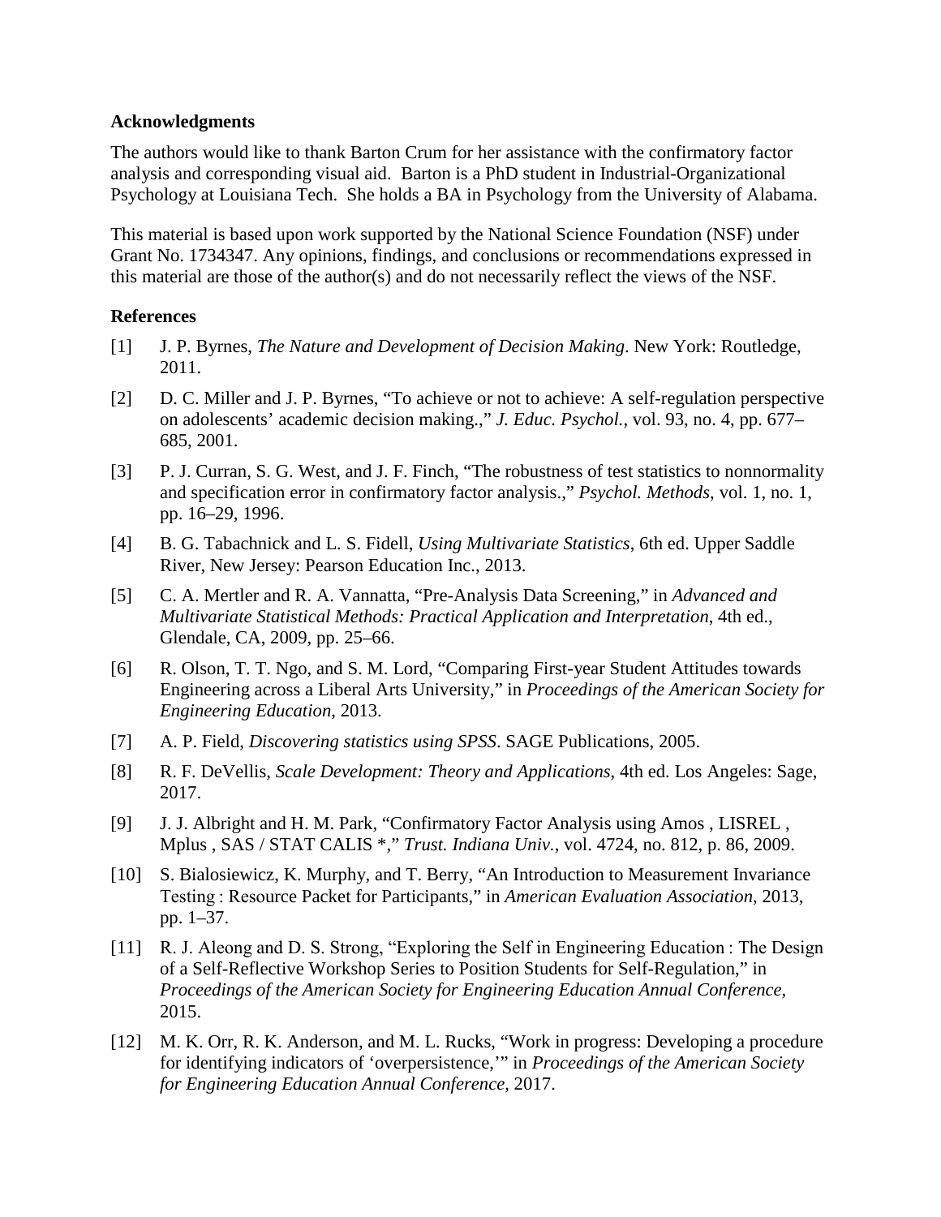**Acknowledgments**

The authors would like to thank Barton Crum for her assistance with the confirmatory factor analysis and corresponding visual aid. Barton is a PhD student in Industrial-Organizational Psychology at Louisiana Tech. She holds a BA in Psychology from the University of Alabama.

This material is based upon work supported by the National Science Foundation (NSF) under Grant No. 1734347. Any opinions, findings, and conclusions or recommendations expressed in this material are those of the author(s) and do not necessarily reflect the views of the NSF.

**References**

[1] J. P. Byrnes, *The Nature and Development of Decision Making*. New York: Routledge, 2011.

[2] D. C. Miller and J. P. Byrnes, "To achieve or not to achieve: A self-regulation perspective on adolescents' academic decision making.," *J. Educ. Psychol.*, vol. 93, no. 4, pp. 677–685, 2001.

[3] P. J. Curran, S. G. West, and J. F. Finch, "The robustness of test statistics to nonnormality and specification error in confirmatory factor analysis.," *Psychol. Methods*, vol. 1, no. 1, pp. 16–29, 1996.

[4] B. G. Tabachnick and L. S. Fidell, *Using Multivariate Statistics*, 6th ed. Upper Saddle River, New Jersey: Pearson Education Inc., 2013.

[5] C. A. Mertler and R. A. Vannatta, "Pre-Analysis Data Screening," in *Advanced and Multivariate Statistical Methods: Practical Application and Interpretation*, 4th ed., Glendale, CA, 2009, pp. 25–66.

[6] R. Olson, T. T. Ngo, and S. M. Lord, "Comparing First-year Student Attitudes towards Engineering across a Liberal Arts University," in *Proceedings of the American Society for Engineering Education*, 2013.

[7] A. P. Field, *Discovering statistics using SPSS*. SAGE Publications, 2005.

[8] R. F. DeVellis, *Scale Development: Theory and Applications*, 4th ed. Los Angeles: Sage, 2017.

[9] J. J. Albright and H. M. Park, "Confirmatory Factor Analysis using Amos , LISREL , Mplus , SAS / STAT CALIS *," *Trust. Indiana Univ.*, vol. 4724, no. 812, p. 86, 2009.

[10] S. Bialosiewicz, K. Murphy, and T. Berry, "An Introduction to Measurement Invariance Testing : Resource Packet for Participants," in *American Evaluation Association*, 2013, pp. 1–37.

[11] R. J. Aleong and D. S. Strong, "Exploring the Self in Engineering Education : The Design of a Self-Reflective Workshop Series to Position Students for Self-Regulation," in *Proceedings of the American Society for Engineering Education Annual Conference*, 2015.

[12] M. K. Orr, R. K. Anderson, and M. L. Rucks, "Work in progress: Developing a procedure for identifying indicators of 'overpersistence,'" in *Proceedings of the American Society for Engineering Education Annual Conference*, 2017.